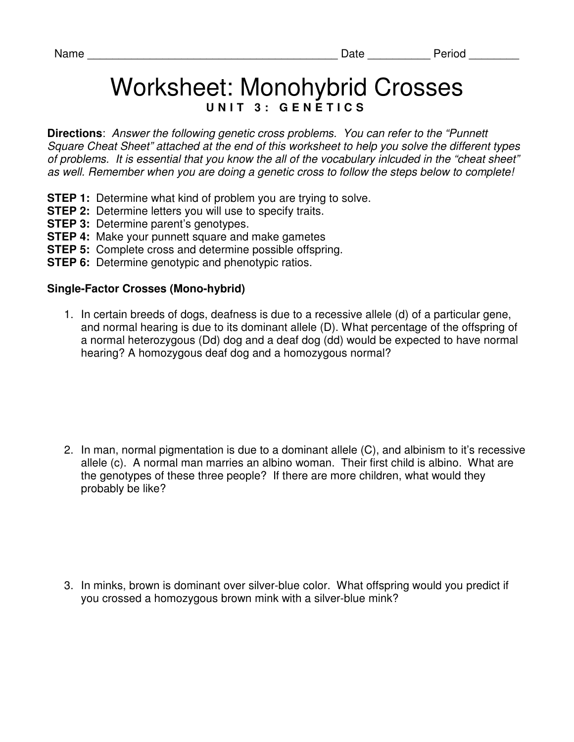Name ________________________________________ Date __________ Period ________

# Worksheet: Monohybrid Crosses

**U N I T 3 : G E N E T I C S**

**Directions**: *Answer the following genetic cross problems. You can refer to the "Punnett Square Cheat Sheet" attached at the end of this worksheet to help you solve the different types of problems. It is essential that you know the all of the vocabulary inlcuded in the "cheat sheet" as well. Remember when you are doing a genetic cross to follow the steps below to complete!*

**STEP 1:** Determine what kind of problem you are trying to solve.
**STEP 2:** Determine letters you will use to specify traits.
**STEP 3:** Determine parent's genotypes.
**STEP 4:** Make your punnett square and make gametes
**STEP 5:** Complete cross and determine possible offspring.
**STEP 6:** Determine genotypic and phenotypic ratios.

**Single-Factor Crosses (Mono-hybrid)**

1. In certain breeds of dogs, deafness is due to a recessive allele (d) of a particular gene, and normal hearing is due to its dominant allele (D). What percentage of the offspring of a normal heterozygous (Dd) dog and a deaf dog (dd) would be expected to have normal hearing? A homozygous deaf dog and a homozygous normal?

2. In man, normal pigmentation is due to a dominant allele (C), and albinism to it's recessive allele (c). A normal man marries an albino woman. Their first child is albino. What are the genotypes of these three people? If there are more children, what would they probably be like?

3. In minks, brown is dominant over silver-blue color. What offspring would you predict if you crossed a homozygous brown mink with a silver-blue mink?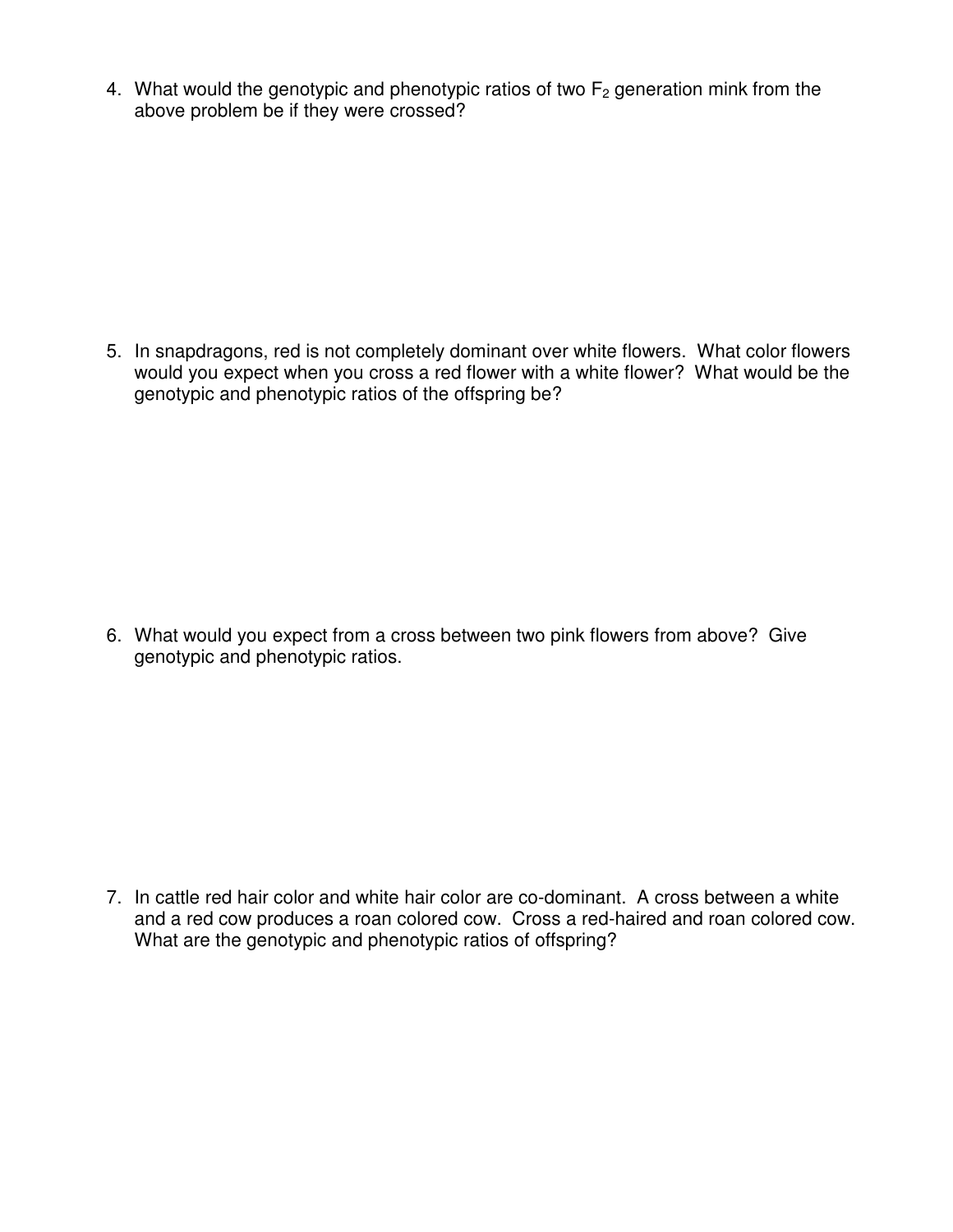4. What would the genotypic and phenotypic ratios of two $F_2$ generation mink from the above problem be if they were crossed?

5. In snapdragons, red is not completely dominant over white flowers. What color flowers would you expect when you cross a red flower with a white flower? What would be the genotypic and phenotypic ratios of the offspring be?

6. What would you expect from a cross between two pink flowers from above? Give genotypic and phenotypic ratios.

7. In cattle red hair color and white hair color are co-dominant. A cross between a white and a red cow produces a roan colored cow. Cross a red-haired and roan colored cow. What are the genotypic and phenotypic ratios of offspring?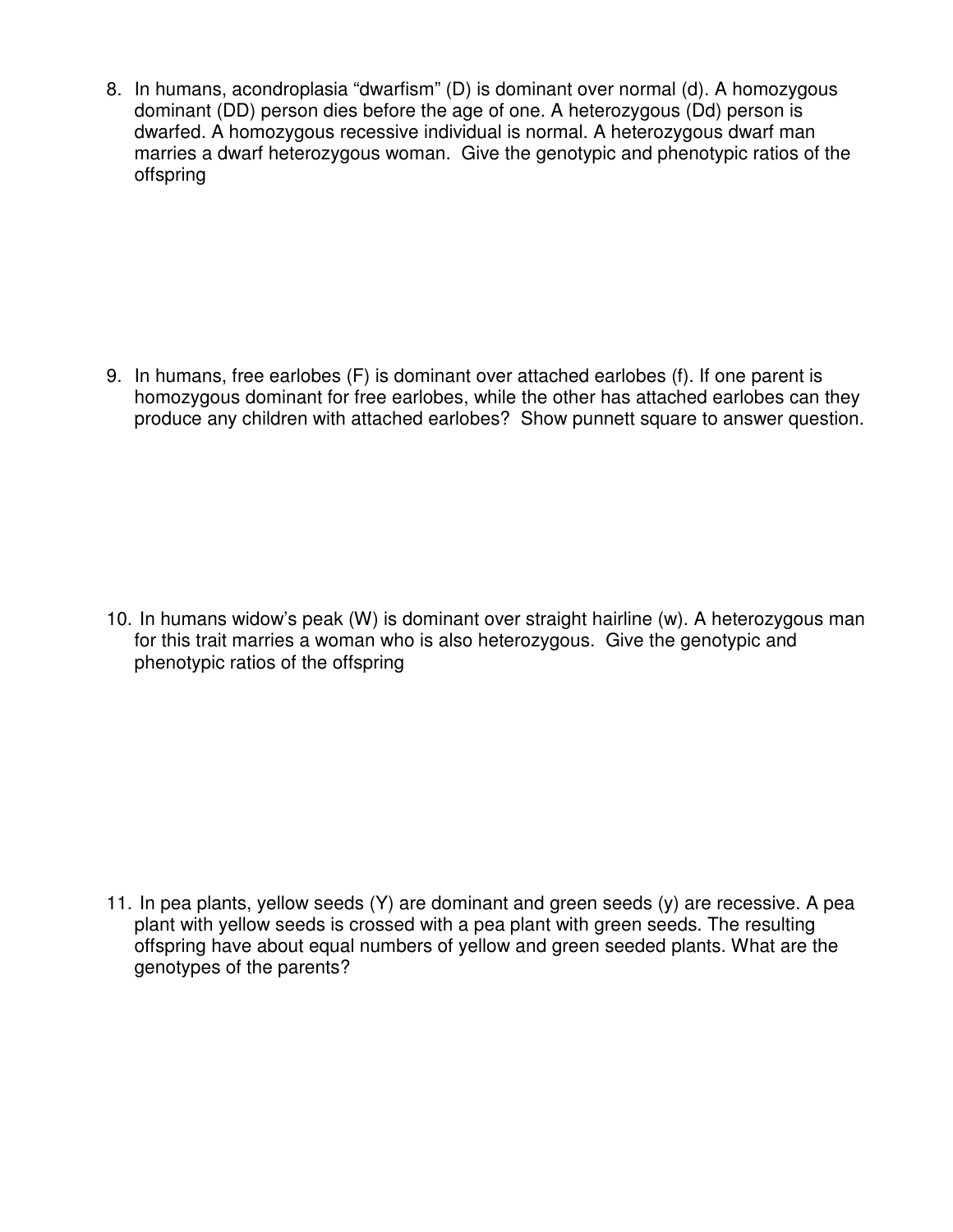8. In humans, acondroplasia "dwarfism" (D) is dominant over normal (d). A homozygous dominant (DD) person dies before the age of one. A heterozygous (Dd) person is dwarfed. A homozygous recessive individual is normal. A heterozygous dwarf man marries a dwarf heterozygous woman. Give the genotypic and phenotypic ratios of the offspring

9. In humans, free earlobes (F) is dominant over attached earlobes (f). If one parent is homozygous dominant for free earlobes, while the other has attached earlobes can they produce any children with attached earlobes? Show punnett square to answer question.

10. In humans widow's peak (W) is dominant over straight hairline (w). A heterozygous man for this trait marries a woman who is also heterozygous. Give the genotypic and phenotypic ratios of the offspring

11. In pea plants, yellow seeds (Y) are dominant and green seeds (y) are recessive. A pea plant with yellow seeds is crossed with a pea plant with green seeds. The resulting offspring have about equal numbers of yellow and green seeded plants. What are the genotypes of the parents?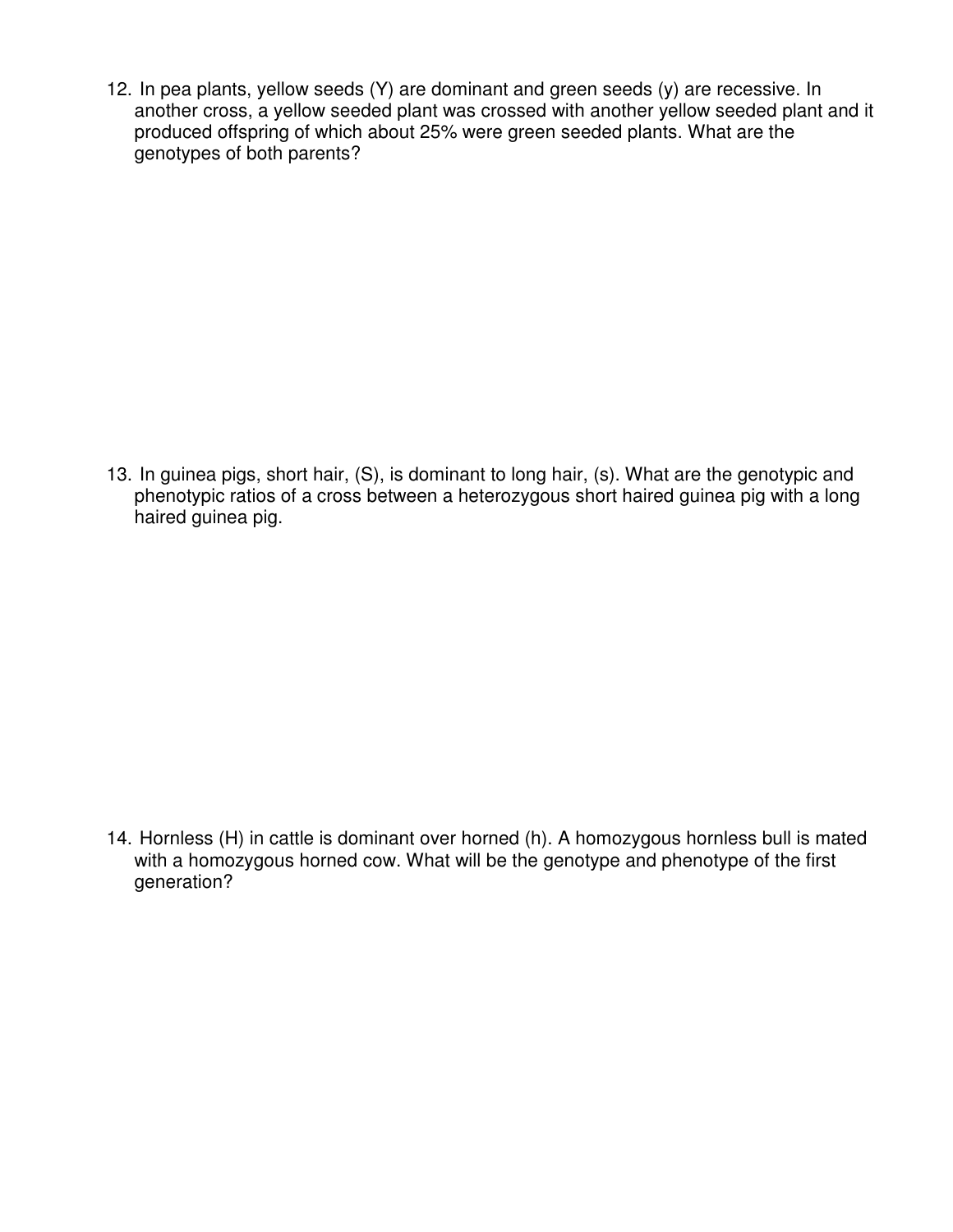12. In pea plants, yellow seeds (Y) are dominant and green seeds (y) are recessive. In another cross, a yellow seeded plant was crossed with another yellow seeded plant and it produced offspring of which about 25% were green seeded plants. What are the genotypes of both parents?

13. In guinea pigs, short hair, (S), is dominant to long hair, (s). What are the genotypic and phenotypic ratios of a cross between a heterozygous short haired guinea pig with a long haired guinea pig.

14. Hornless (H) in cattle is dominant over horned (h). A homozygous hornless bull is mated with a homozygous horned cow. What will be the genotype and phenotype of the first generation?